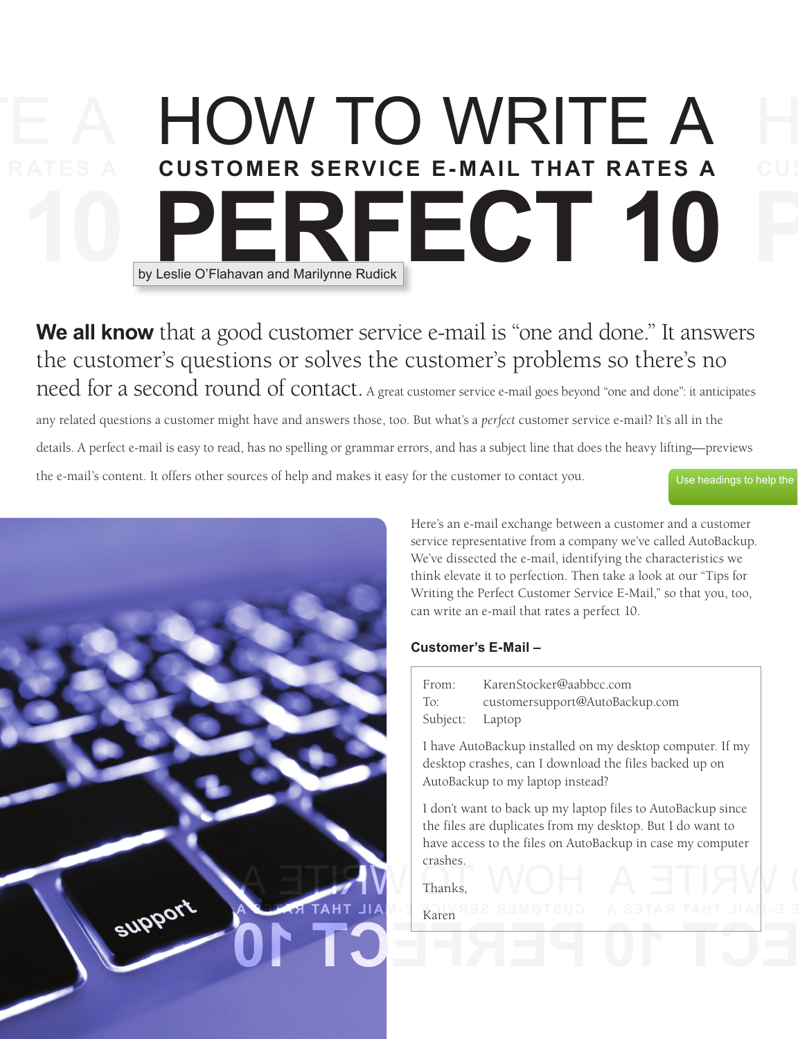# HOW TO WRITE A CUSTOMER SERVICE E-MAIL THAT RATES A PERFECT 10

by Leslie O'Flahavan and Marilynne Rudick

**We all know** that a good customer service e-mail is "one and done." It answers the customer's questions or solves the customer's problems so there's no need for a second round of contact. A great customer service e-mail goes beyond "one and done": it anticipates any related questions a customer might have and answers those, too. But what's a *perfect* customer service e-mail? It's all in the details. A perfect e-mail is easy to read, has no spelling or grammar errors, and has a subject line that does the heavy lifting—previews the e-mail's content. It offers other sources of help and makes it easy for the customer to contact you.

Use headings to help the

Here's an e-mail exchange between a customer and a customer service representative from a company we've called AutoBackup. We've dissected the e-mail, identifying the characteristics we think elevate it to perfection. Then take a look at our "Tips for Writing the Perfect Customer Service E-Mail," so that you, too, can write an e-mail that rates a perfect 10.

**Customer's E-Mail –**

From: KarenStocker@aabbcc.com
To: customersupport@AutoBackup.com
Subject: Laptop

I have AutoBackup installed on my desktop computer. If my desktop crashes, can I download the files backed up on AutoBackup to my laptop instead?

I don't want to back up my laptop files to AutoBackup since the files are duplicates from my desktop. But I do want to have access to the files on AutoBackup in case my computer crashes.

Thanks,

Karen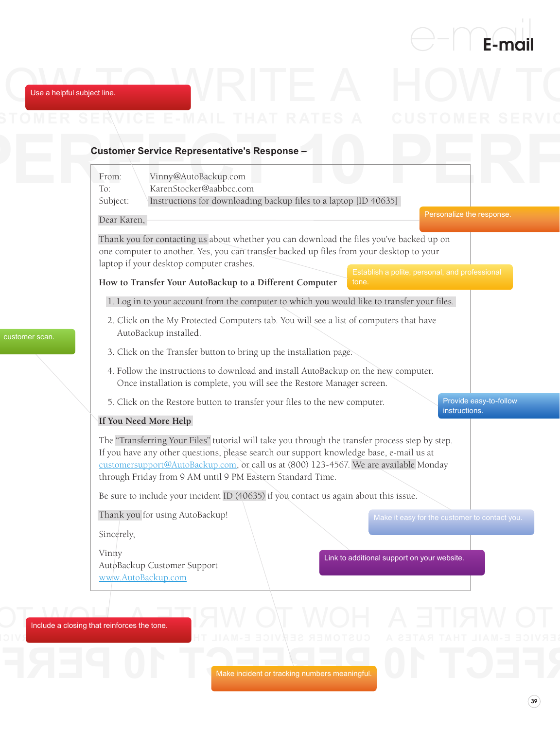## Customer Service Representative's Response –

From: Vinny@AutoBackup.com
To: KarenStocker@aabbcc.com
Subject: Instructions for downloading backup files to a laptop [ID 40635]

Dear Karen,

Thank you for contacting us about whether you can download the files you've backed up on one computer to another. Yes, you can transfer backed up files from your desktop to your laptop if your desktop computer crashes.

**How to Transfer Your AutoBackup to a Different Computer**

1. Log in to your account from the computer to which you would like to transfer your files.
2. Click on the My Protected Computers tab. You will see a list of computers that have AutoBackup installed.
3. Click on the Transfer button to bring up the installation page.
4. Follow the instructions to download and install AutoBackup on the new computer. Once installation is complete, you will see the Restore Manager screen.
5. Click on the Restore button to transfer your files to the new computer.

**If You Need More Help**

The "Transferring Your Files" tutorial will take you through the transfer process step by step. If you have any other questions, please search our support knowledge base, e-mail us at customersupport@AutoBackup.com, or call us at (800) 123-4567. We are available Monday through Friday from 9 AM until 9 PM Eastern Standard Time.

Be sure to include your incident ID (40635) if you contact us again about this issue.

Thank you for using AutoBackup!

Sincerely,

Vinny
AutoBackup Customer Support
www.AutoBackup.com

Use a helpful subject line.

Personalize the response.

Establish a polite, personal, and professional tone.

customer scan.

Provide easy-to-follow instructions.

Make it easy for the customer to contact you.

Link to additional support on your website.

Include a closing that reinforces the tone.

Make incident or tracking numbers meaningful.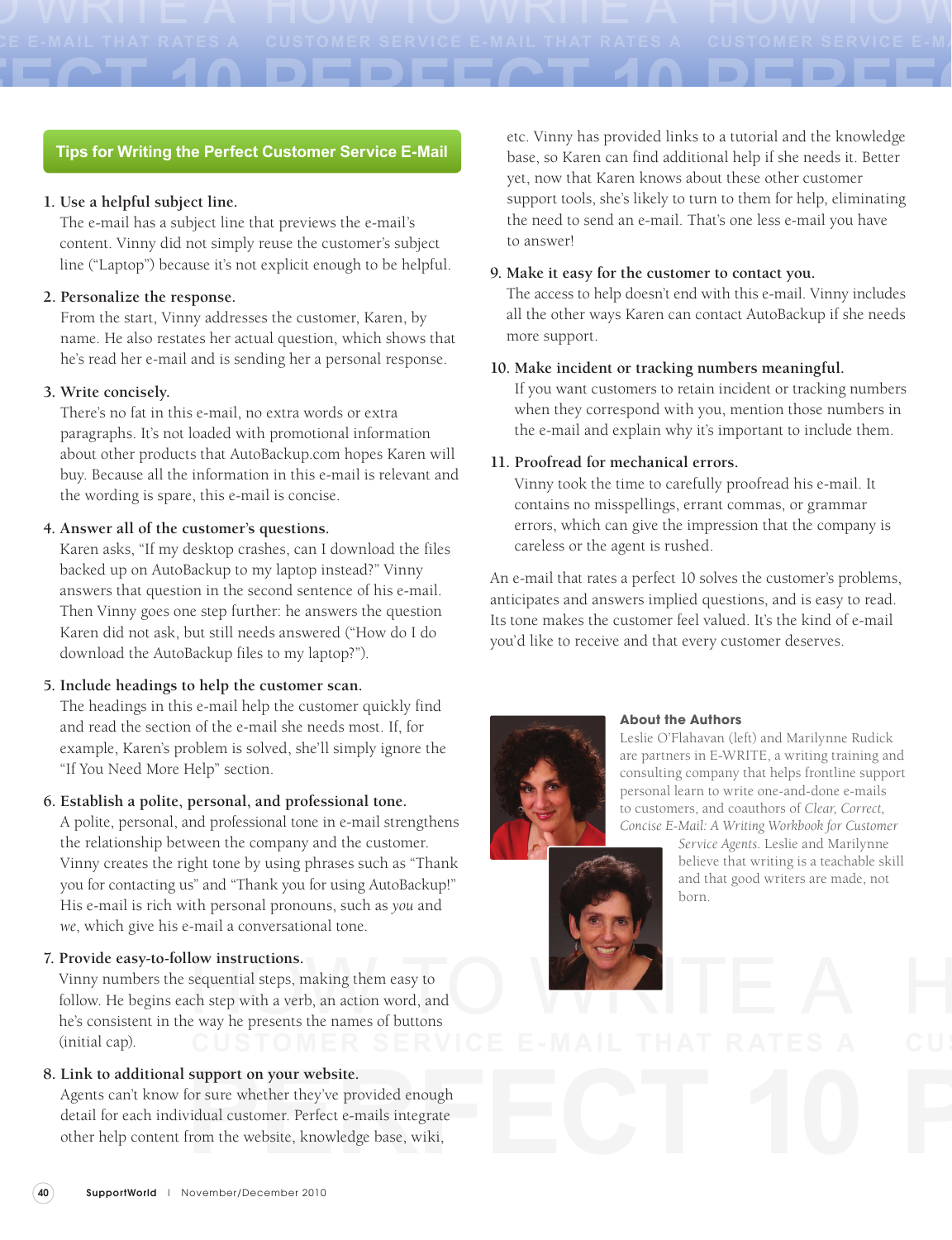## Tips for Writing the Perfect Customer Service E-Mail

1. **Use a helpful subject line.**
   The e-mail has a subject line that previews the e-mail's content. Vinny did not simply reuse the customer's subject line ("Laptop") because it's not explicit enough to be helpful.

2. **Personalize the response.**
   From the start, Vinny addresses the customer, Karen, by name. He also restates her actual question, which shows that he's read her e-mail and is sending her a personal response.

3. **Write concisely.**
   There's no fat in this e-mail, no extra words or extra paragraphs. It's not loaded with promotional information about other products that AutoBackup.com hopes Karen will buy. Because all the information in this e-mail is relevant and the wording is spare, this e-mail is concise.

4. **Answer all of the customer's questions.**
   Karen asks, "If my desktop crashes, can I download the files backed up on AutoBackup to my laptop instead?" Vinny answers that question in the second sentence of his e-mail. Then Vinny goes one step further: he answers the question Karen did not ask, but still needs answered ("How do I do download the AutoBackup files to my laptop?").

5. **Include headings to help the customer scan.**
   The headings in this e-mail help the customer quickly find and read the section of the e-mail she needs most. If, for example, Karen's problem is solved, she'll simply ignore the "If You Need More Help" section.

6. **Establish a polite, personal, and professional tone.**
   A polite, personal, and professional tone in e-mail strengthens the relationship between the company and the customer. Vinny creates the right tone by using phrases such as "Thank you for contacting us" and "Thank you for using AutoBackup!" His e-mail is rich with personal pronouns, such as *you* and *we*, which give his e-mail a conversational tone.

7. **Provide easy-to-follow instructions.**
   Vinny numbers the sequential steps, making them easy to follow. He begins each step with a verb, an action word, and he's consistent in the way he presents the names of buttons (initial cap).

8. **Link to additional support on your website.**
   Agents can't know for sure whether they've provided enough detail for each individual customer. Perfect e-mails integrate other help content from the website, knowledge base, wiki, etc. Vinny has provided links to a tutorial and the knowledge base, so Karen can find additional help if she needs it. Better yet, now that Karen knows about these other customer support tools, she's likely to turn to them for help, eliminating the need to send an e-mail. That's one less e-mail you have to answer!

9. **Make it easy for the customer to contact you.**
   The access to help doesn't end with this e-mail. Vinny includes all the other ways Karen can contact AutoBackup if she needs more support.

10. **Make incident or tracking numbers meaningful.**
    If you want customers to retain incident or tracking numbers when they correspond with you, mention those numbers in the e-mail and explain why it's important to include them.

11. **Proofread for mechanical errors.**
    Vinny took the time to carefully proofread his e-mail. It contains no misspellings, errant commas, or grammar errors, which can give the impression that the company is careless or the agent is rushed.

An e-mail that rates a perfect 10 solves the customer's problems, anticipates and answers implied questions, and is easy to read. Its tone makes the customer feel valued. It's the kind of e-mail you'd like to receive and that every customer deserves.

### About the Authors

Leslie O'Flahavan (left) and Marilynne Rudick are partners in E-WRITE, a writing training and consulting company that helps frontline support personal learn to write one-and-done e-mails to customers, and coauthors of *Clear, Correct, Concise E-Mail: A Writing Workbook for Customer Service Agents*. Leslie and Marilynne believe that writing is a teachable skill and that good writers are made, not born.